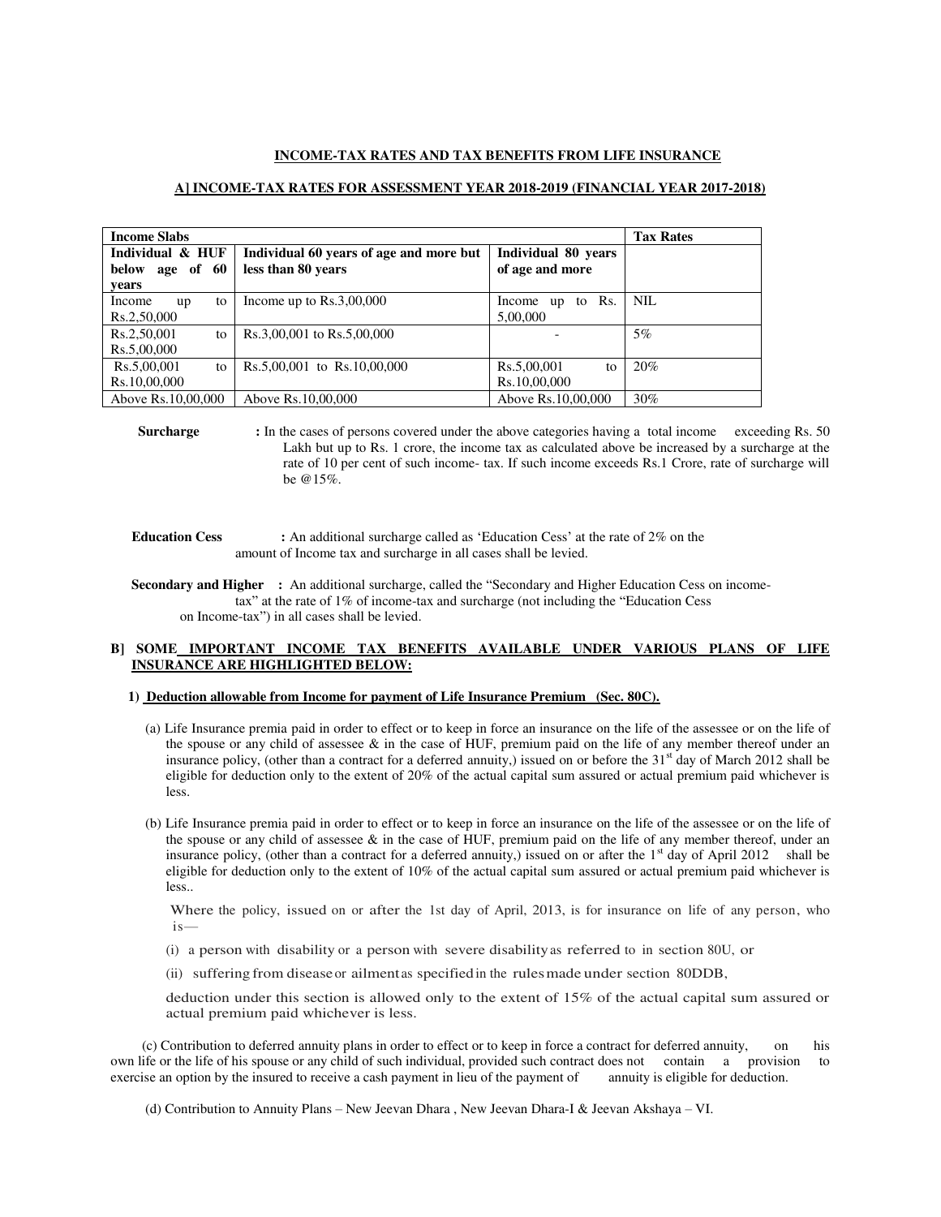## INCOME-TAX RATES AND TAX BENEFITS FROM LIFE INSURANCE

### A] INCOME-TAX RATES FOR ASSESSMENT YEAR 2018-2019 (FINANCIAL YEAR 2017-2018)

| Income Slabs | | | Tax Rates |
|---|---|---|---|
| **Individual & HUF below age of 60 years** | **Individual 60 years of age and more but less than 80 years** | **Individual 80 years of age and more** | |
| Income up to Rs.2,50,000 | Income up to Rs.3,00,000 | Income up to Rs. 5,00,000 | NIL |
| Rs.2,50,001 to Rs.5,00,000 | Rs.3,00,001 to Rs.5,00,000 | - | 5% |
| Rs.5,00,001 to Rs.10,00,000 | Rs.5,00,001 to Rs.10,00,000 | Rs.5,00,001 to Rs.10,00,000 | 20% |
| Above Rs.10,00,000 | Above Rs.10,00,000 | Above Rs.10,00,000 | 30% |

**Surcharge** : In the cases of persons covered under the above categories having a total income exceeding Rs. 50 Lakh but up to Rs. 1 crore, the income tax as calculated above be increased by a surcharge at the rate of 10 per cent of such income- tax. If such income exceeds Rs.1 Crore, rate of surcharge will be @15%.

**Education Cess** : An additional surcharge called as 'Education Cess' at the rate of 2% on the amount of Income tax and surcharge in all cases shall be levied.

**Secondary and Higher** : An additional surcharge, called the "Secondary and Higher Education Cess on income-tax" at the rate of 1% of income-tax and surcharge (not including the "Education Cess on Income-tax") in all cases shall be levied.

### B] SOME IMPORTANT INCOME TAX BENEFITS AVAILABLE UNDER VARIOUS PLANS OF LIFE INSURANCE ARE HIGHLIGHTED BELOW:

**1) Deduction allowable from Income for payment of Life Insurance Premium (Sec. 80C).**

(a) Life Insurance premia paid in order to effect or to keep in force an insurance on the life of the assessee or on the life of the spouse or any child of assessee & in the case of HUF, premium paid on the life of any member thereof under an insurance policy, (other than a contract for a deferred annuity,) issued on or before the 31st day of March 2012 shall be eligible for deduction only to the extent of 20% of the actual capital sum assured or actual premium paid whichever is less.

(b) Life Insurance premia paid in order to effect or to keep in force an insurance on the life of the assessee or on the life of the spouse or any child of assessee & in the case of HUF, premium paid on the life of any member thereof, under an insurance policy, (other than a contract for a deferred annuity,) issued on or after the 1st day of April 2012 shall be eligible for deduction only to the extent of 10% of the actual capital sum assured or actual premium paid whichever is less..

Where the policy, issued on or after the 1st day of April, 2013, is for insurance on life of any person, who is—

(i) a person with disability or a person with severe disability as referred to in section 80U, or

(ii) suffering from disease or ailment as specified in the rules made under section 80DDB,

deduction under this section is allowed only to the extent of 15% of the actual capital sum assured or actual premium paid whichever is less.

(c) Contribution to deferred annuity plans in order to effect or to keep in force a contract for deferred annuity, on his own life or the life of his spouse or any child of such individual, provided such contract does not contain a provision to exercise an option by the insured to receive a cash payment in lieu of the payment of annuity is eligible for deduction.

(d) Contribution to Annuity Plans – New Jeevan Dhara , New Jeevan Dhara-I & Jeevan Akshaya – VI.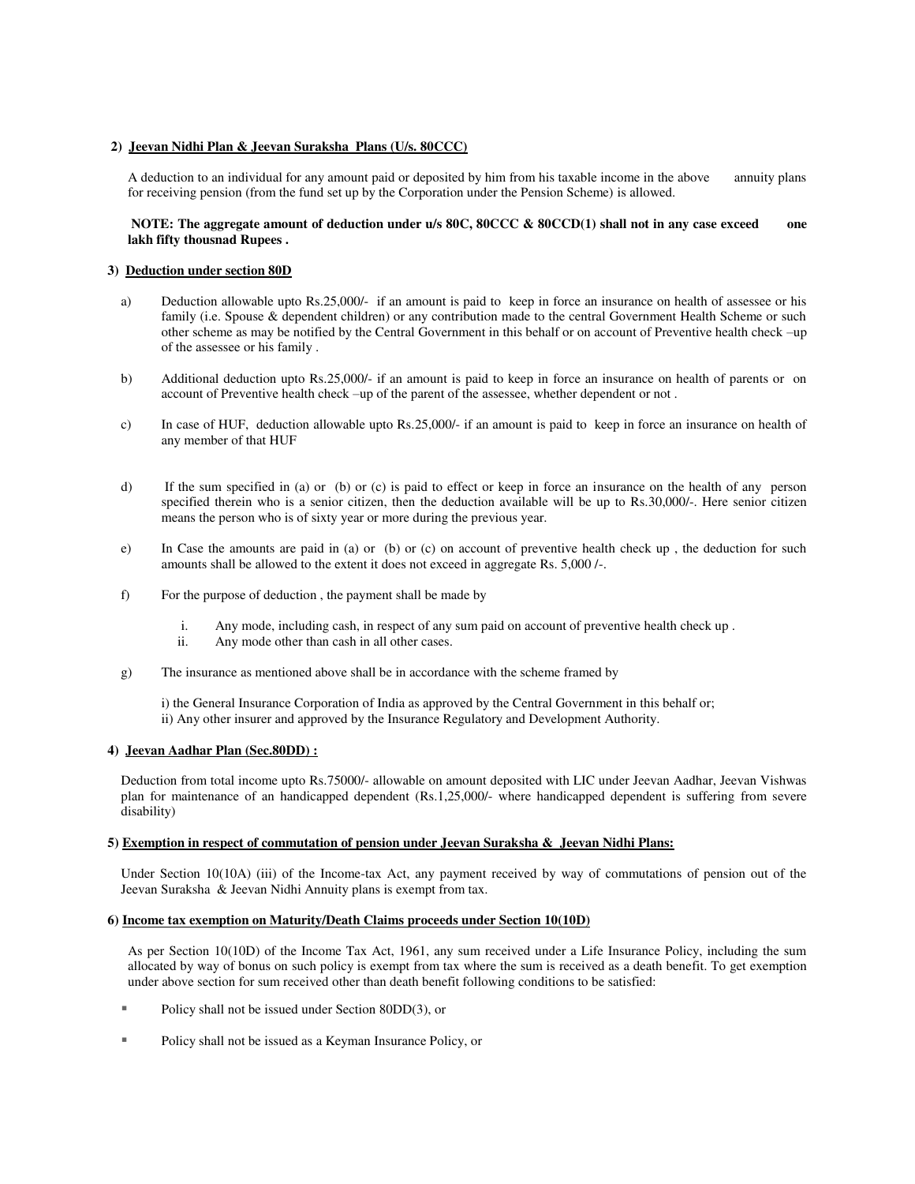## 2) Jeevan Nidhi Plan & Jeevan Suraksha Plans (U/s. 80CCC)

A deduction to an individual for any amount paid or deposited by him from his taxable income in the above annuity plans for receiving pension (from the fund set up by the Corporation under the Pension Scheme) is allowed.

**NOTE: The aggregate amount of deduction under u/s 80C, 80CCC & 80CCD(1) shall not in any case exceed one lakh fifty thousnad Rupees .**

## 3) Deduction under section 80D

a) Deduction allowable upto Rs.25,000/- if an amount is paid to keep in force an insurance on health of assessee or his family (i.e. Spouse & dependent children) or any contribution made to the central Government Health Scheme or such other scheme as may be notified by the Central Government in this behalf or on account of Preventive health check –up of the assessee or his family .

b) Additional deduction upto Rs.25,000/- if an amount is paid to keep in force an insurance on health of parents or on account of Preventive health check –up of the parent of the assessee, whether dependent or not .

c) In case of HUF, deduction allowable upto Rs.25,000/- if an amount is paid to keep in force an insurance on health of any member of that HUF

d) If the sum specified in (a) or (b) or (c) is paid to effect or keep in force an insurance on the health of any person specified therein who is a senior citizen, then the deduction available will be up to Rs.30,000/-. Here senior citizen means the person who is of sixty year or more during the previous year.

e) In Case the amounts are paid in (a) or (b) or (c) on account of preventive health check up , the deduction for such amounts shall be allowed to the extent it does not exceed in aggregate Rs. 5,000 /-.

f) For the purpose of deduction , the payment shall be made by

   i. Any mode, including cash, in respect of any sum paid on account of preventive health check up .
   ii. Any mode other than cash in all other cases.

g) The insurance as mentioned above shall be in accordance with the scheme framed by

   i) the General Insurance Corporation of India as approved by the Central Government in this behalf or;
   ii) Any other insurer and approved by the Insurance Regulatory and Development Authority.

## 4) Jeevan Aadhar Plan (Sec.80DD) :

Deduction from total income upto Rs.75000/- allowable on amount deposited with LIC under Jeevan Aadhar, Jeevan Vishwas plan for maintenance of an handicapped dependent (Rs.1,25,000/- where handicapped dependent is suffering from severe disability)

## 5) Exemption in respect of commutation of pension under Jeevan Suraksha & Jeevan Nidhi Plans:

Under Section 10(10A) (iii) of the Income-tax Act, any payment received by way of commutations of pension out of the Jeevan Suraksha & Jeevan Nidhi Annuity plans is exempt from tax.

## 6) Income tax exemption on Maturity/Death Claims proceeds under Section 10(10D)

As per Section 10(10D) of the Income Tax Act, 1961, any sum received under a Life Insurance Policy, including the sum allocated by way of bonus on such policy is exempt from tax where the sum is received as a death benefit. To get exemption under above section for sum received other than death benefit following conditions to be satisfied:

- Policy shall not be issued under Section 80DD(3), or
- Policy shall not be issued as a Keyman Insurance Policy, or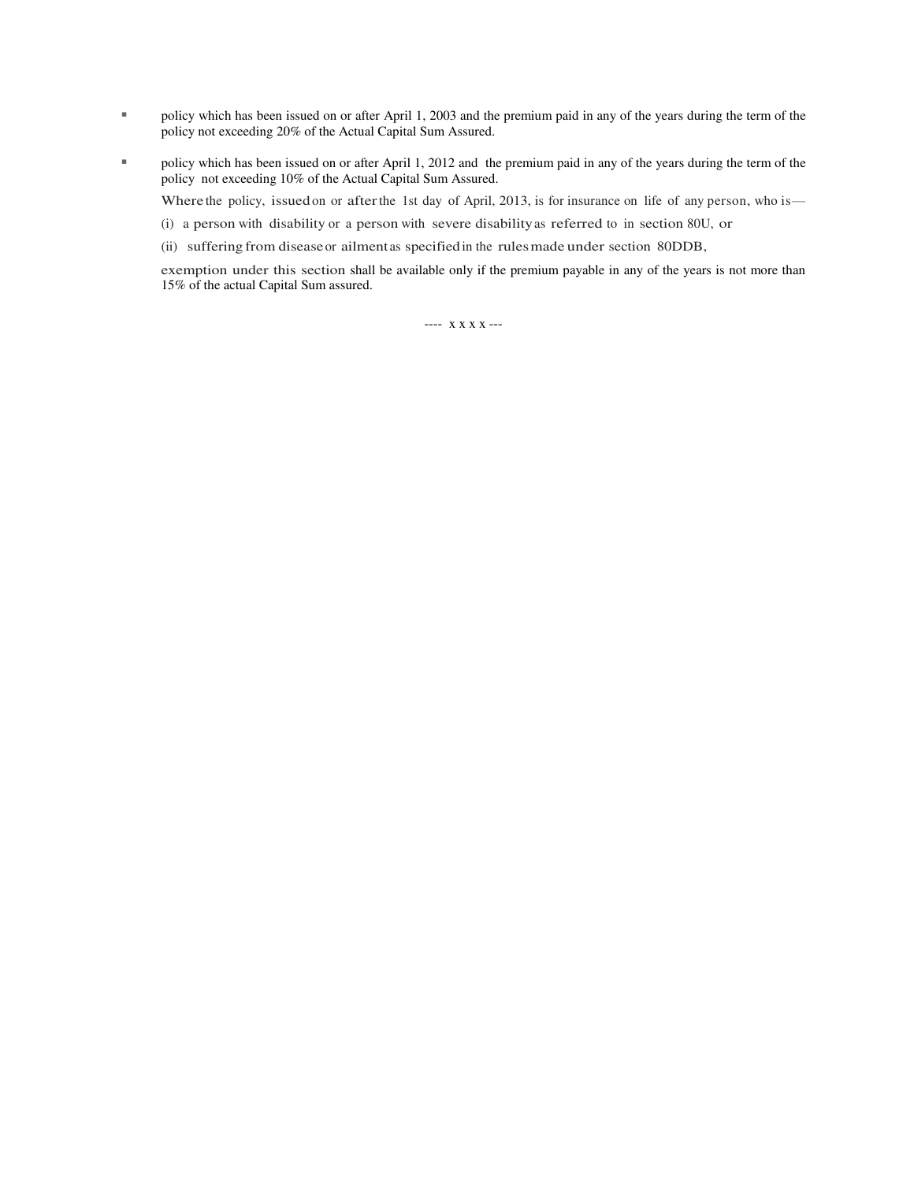- policy which has been issued on or after April 1, 2003 and the premium paid in any of the years during the term of the policy not exceeding 20% of the Actual Capital Sum Assured.

- policy which has been issued on or after April 1, 2012 and the premium paid in any of the years during the term of the policy not exceeding 10% of the Actual Capital Sum Assured.

  Where the policy, issued on or after the 1st day of April, 2013, is for insurance on life of any person, who is—

  (i) a person with disability or a person with severe disability as referred to in section 80U, or

  (ii) suffering from disease or ailment as specified in the rules made under section 80DDB,

  exemption under this section shall be available only if the premium payable in any of the years is not more than 15% of the actual Capital Sum assured.

---- x x x x ---